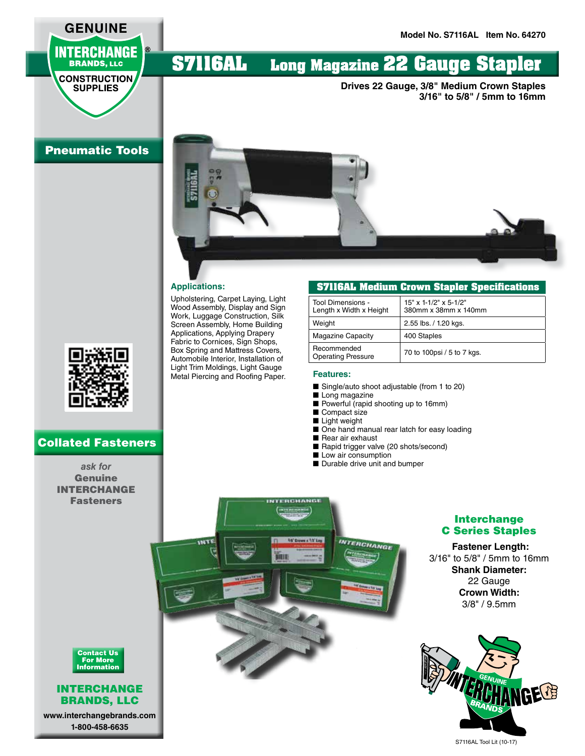GENUINE INTERCHANGE BRANDS, LLC CONSTRUCTION SUPPLIES

Model No. S7116AL Item No. 64270

# S7116AL Long Magazine 22 Gauge Stapler

**Drives 22 Gauge, 3/8" Medium Crown Staples**
**3/16" to 5/8" / 5mm to 16mm**

## Pneumatic Tools

### Applications:

Upholstering, Carpet Laying, Light Wood Assembly, Display and Sign Work, Luggage Construction, Silk Screen Assembly, Home Building Applications, Applying Drapery Fabric to Cornices, Sign Shops, Box Spring and Mattress Covers, Automobile Interior, Installation of Light Trim Moldings, Light Gauge Metal Piercing and Roofing Paper.

### S7116AL Medium Crown Stapler Specifications

| | |
|---|---|
| Tool Dimensions - Length x Width x Height | 15" x 1-1/2" x 5-1/2"<br>380mm x 38mm x 140mm |
| Weight | 2.55 lbs. / 1.20 kgs. |
| Magazine Capacity | 400 Staples |
| Recommended Operating Pressure | 70 to 100psi / 5 to 7 kgs. |

### Features:

- Single/auto shoot adjustable (from 1 to 20)
- Long magazine
- Powerful (rapid shooting up to 16mm)
- Compact size
- Light weight
- One hand manual rear latch for easy loading
- Rear air exhaust
- Rapid trigger valve (20 shots/second)
- Low air consumption
- Durable drive unit and bumper

## Collated Fasteners

*ask for*
**Genuine INTERCHANGE Fasteners**

### Interchange C Series Staples

**Fastener Length:**
3/16" to 5/8" / 5mm to 16mm
**Shank Diameter:**
22 Gauge
**Crown Width:**
3/8" / 9.5mm

**Contact Us For More Information**

**INTERCHANGE BRANDS, LLC**
www.interchangebrands.com
1-800-458-6635

S7116AL Tool Lit (10-17)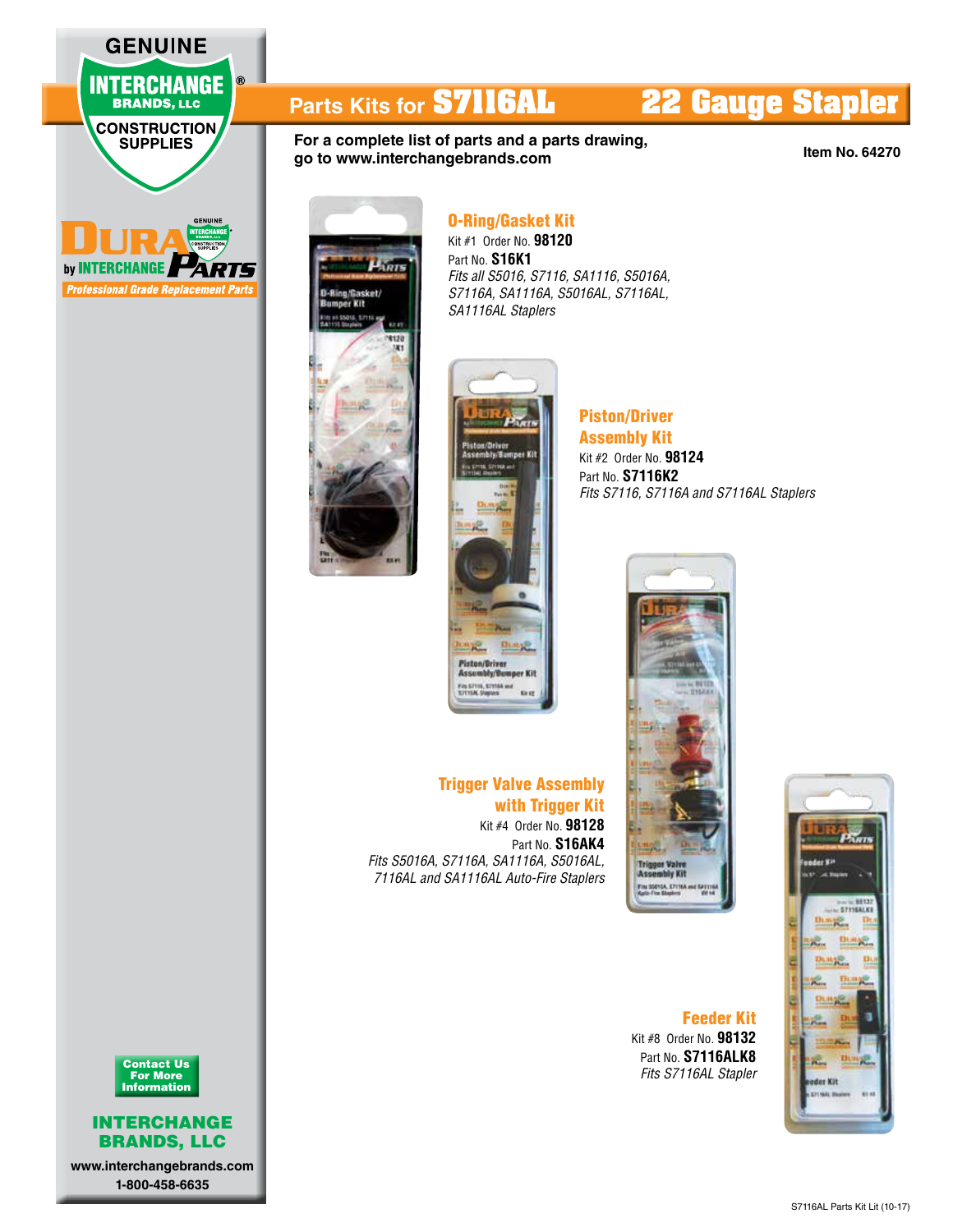GENUINE

INTERCHANGE® BRANDS, LLC

CONSTRUCTION SUPPLIES

DURA PARTS by INTERCHANGE

*Professional Grade Replacement Parts*

# Parts Kits for S7116AL 22 Gauge Stapler

**For a complete list of parts and a parts drawing, go to www.interchangebrands.com**

**Item No. 64270**

## O-Ring/Gasket Kit

Kit #1 Order No. **98120**
Part No. **S16K1**
*Fits all S5016, S7116, SA1116, S5016A, S7116A, SA1116A, S5016AL, S7116AL, SA1116AL Staplers*

## Piston/Driver Assembly Kit

Kit #2 Order No. **98124**
Part No. **S7116K2**
*Fits S7116, S7116A and S7116AL Staplers*

## Trigger Valve Assembly with Trigger Kit

Kit #4 Order No. **98128**
Part No. **S16AK4**
*Fits S5016A, S7116A, SA1116A, S5016AL, 7116AL and SA1116AL Auto-Fire Staplers*

## Feeder Kit

Kit #8 Order No. **98132**
Part No. **S7116ALK8**
*Fits S7116AL Stapler*

**Contact Us For More Information**

**INTERCHANGE BRANDS, LLC**

**www.interchangebrands.com**

**1-800-458-6635**

S7116AL Parts Kit Lit (10-17)